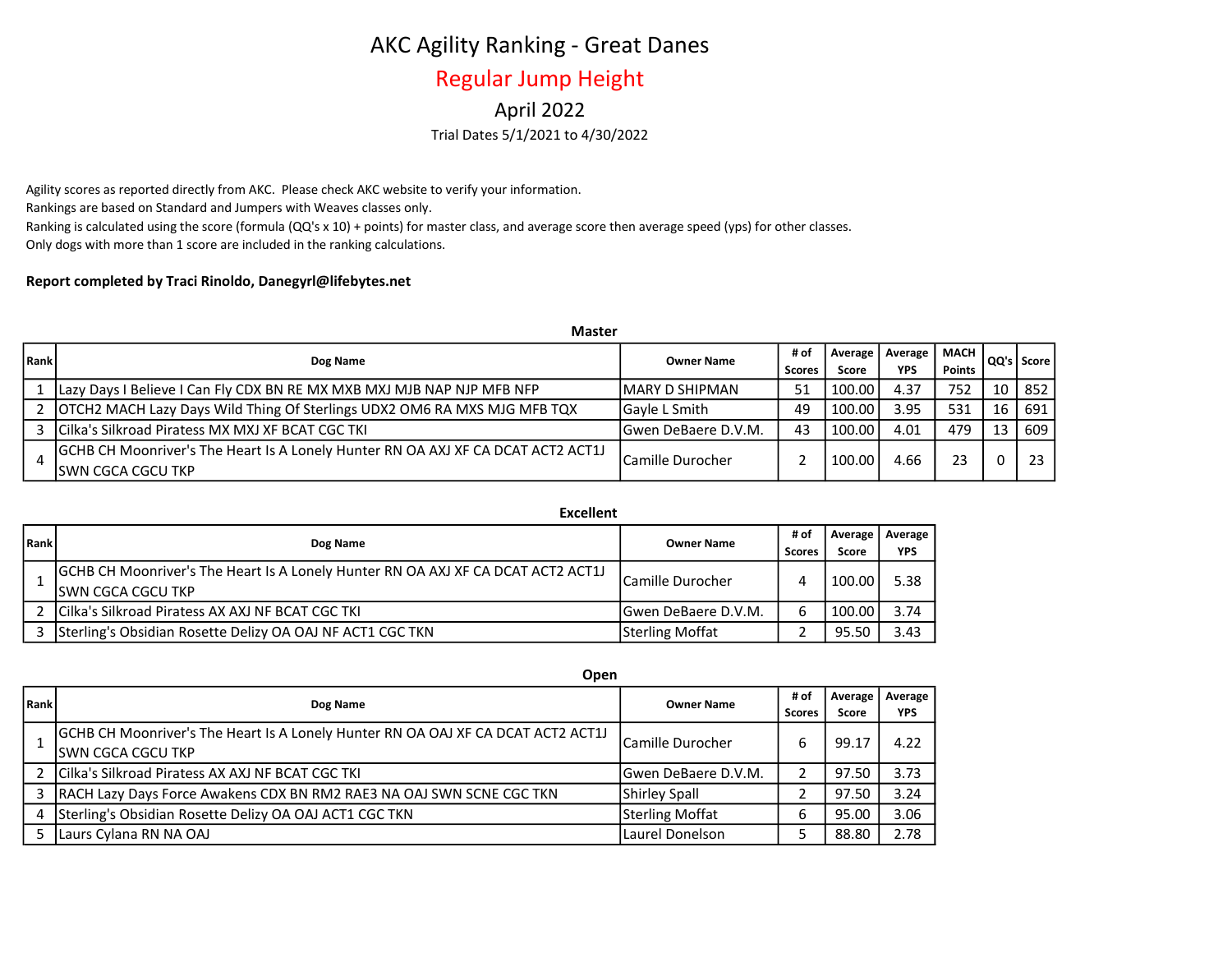# AKC Agility Ranking - Great Danes

## Regular Jump Height

### April 2022

Trial Dates 5/1/2021 to 4/30/2022

Agility scores as reported directly from AKC. Please check AKC website to verify your information.
Rankings are based on Standard and Jumpers with Weaves classes only.
Ranking is calculated using the score (formula (QQ's x 10) + points) for master class, and average score then average speed (yps) for other classes.
Only dogs with more than 1 score are included in the ranking calculations.

**Report completed by Traci Rinoldo, Danegyrl@lifebytes.net**

**Master**

| Rank | Dog Name | Owner Name | # of Scores | Average Score | Average YPS | MACH Points | QQ's | Score |
|---|---|---|---|---|---|---|---|---|
| 1 | Lazy Days I Believe I Can Fly CDX BN RE MX MXB MXJ MJB NAP NJP MFB NFP | MARY D SHIPMAN | 51 | 100.00 | 4.37 | 752 | 10 | 852 |
| 2 | OTCH2 MACH Lazy Days Wild Thing Of Sterlings UDX2 OM6 RA MXS MJG MFB TQX | Gayle L Smith | 49 | 100.00 | 3.95 | 531 | 16 | 691 |
| 3 | Cilka's Silkroad Piratess MX MXJ XF BCAT CGC TKI | Gwen DeBaere D.V.M. | 43 | 100.00 | 4.01 | 479 | 13 | 609 |
| 4 | GCHB CH Moonriver's The Heart Is A Lonely Hunter RN OA AXJ XF CA DCAT ACT2 ACT1J SWN CGCA CGCU TKP | Camille Durocher | 2 | 100.00 | 4.66 | 23 | 0 | 23 |

**Excellent**

| Rank | Dog Name | Owner Name | # of Scores | Average Score | Average YPS |
|---|---|---|---|---|---|
| 1 | GCHB CH Moonriver's The Heart Is A Lonely Hunter RN OA AXJ XF CA DCAT ACT2 ACT1J SWN CGCA CGCU TKP | Camille Durocher | 4 | 100.00 | 5.38 |
| 2 | Cilka's Silkroad Piratess AX AXJ NF BCAT CGC TKI | Gwen DeBaere D.V.M. | 6 | 100.00 | 3.74 |
| 3 | Sterling's Obsidian Rosette Delizy OA OAJ NF ACT1 CGC TKN | Sterling Moffat | 2 | 95.50 | 3.43 |

**Open**

| Rank | Dog Name | Owner Name | # of Scores | Average Score | Average YPS |
|---|---|---|---|---|---|
| 1 | GCHB CH Moonriver's The Heart Is A Lonely Hunter RN OA OAJ XF CA DCAT ACT2 ACT1J SWN CGCA CGCU TKP | Camille Durocher | 6 | 99.17 | 4.22 |
| 2 | Cilka's Silkroad Piratess AX AXJ NF BCAT CGC TKI | Gwen DeBaere D.V.M. | 2 | 97.50 | 3.73 |
| 3 | RACH Lazy Days Force Awakens CDX BN RM2 RAE3 NA OAJ SWN SCNE CGC TKN | Shirley Spall | 2 | 97.50 | 3.24 |
| 4 | Sterling's Obsidian Rosette Delizy OA OAJ ACT1 CGC TKN | Sterling Moffat | 6 | 95.00 | 3.06 |
| 5 | Laurs Cylana RN NA OAJ | Laurel Donelson | 5 | 88.80 | 2.78 |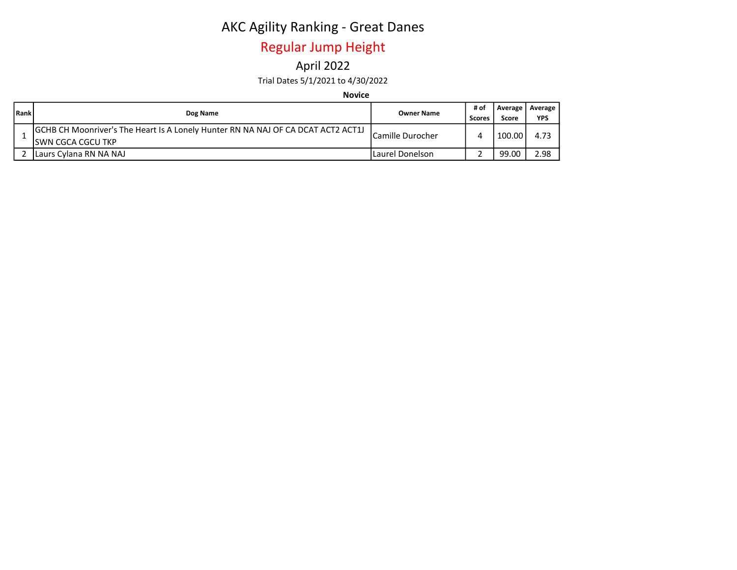# AKC Agility Ranking - Great Danes

## Regular Jump Height

### April 2022

Trial Dates 5/1/2021 to 4/30/2022

**Novice**

| Rank | Dog Name | Owner Name | # of Scores | Average Score | Average YPS |
|---|---|---|---|---|---|
| 1 | GCHB CH Moonriver's The Heart Is A Lonely Hunter RN NA NAJ OF CA DCAT ACT2 ACT1J SWN CGCA CGCU TKP | Camille Durocher | 4 | 100.00 | 4.73 |
| 2 | Laurs Cylana RN NA NAJ | Laurel Donelson | 2 | 99.00 | 2.98 |